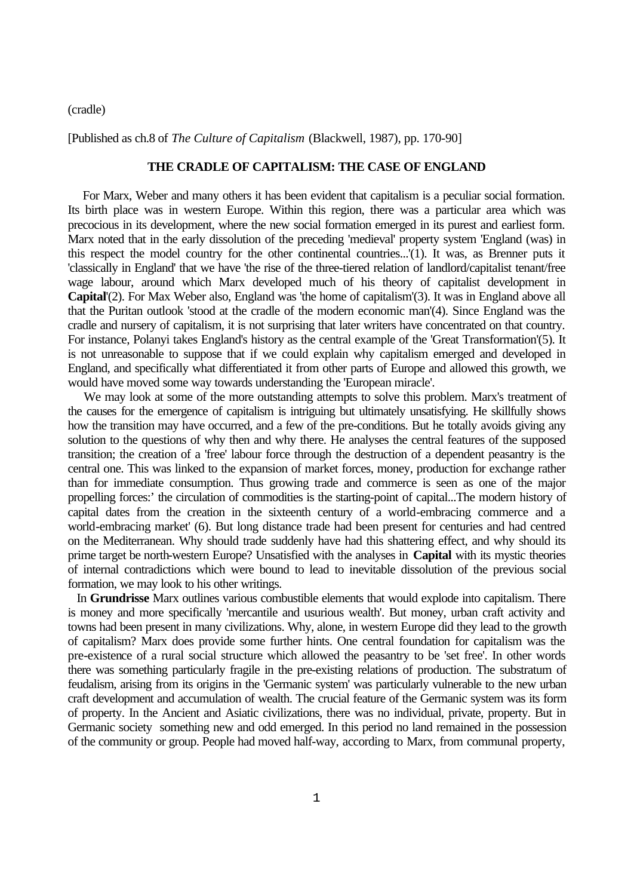(cradle)

[Published as ch.8 of *The Culture of Capitalism* (Blackwell, 1987), pp. 170-90]

# THE CRADLE OF CAPITALISM: THE CASE OF ENGLAND

For Marx, Weber and many others it has been evident that capitalism is a peculiar social formation. Its birth place was in western Europe. Within this region, there was a particular area which was precocious in its development, where the new social formation emerged in its purest and earliest form. Marx noted that in the early dissolution of the preceding 'medieval' property system 'England (was) in this respect the model country for the other continental countries...'(1). It was, as Brenner puts it 'classically in England' that we have 'the rise of the three-tiered relation of landlord/capitalist tenant/free wage labour, around which Marx developed much of his theory of capitalist development in **Capital**'(2). For Max Weber also, England was 'the home of capitalism'(3). It was in England above all that the Puritan outlook 'stood at the cradle of the modern economic man'(4). Since England was the cradle and nursery of capitalism, it is not surprising that later writers have concentrated on that country. For instance, Polanyi takes England's history as the central example of the 'Great Transformation'(5). It is not unreasonable to suppose that if we could explain why capitalism emerged and developed in England, and specifically what differentiated it from other parts of Europe and allowed this growth, we would have moved some way towards understanding the 'European miracle'.

We may look at some of the more outstanding attempts to solve this problem. Marx's treatment of the causes for the emergence of capitalism is intriguing but ultimately unsatisfying. He skillfully shows how the transition may have occurred, and a few of the pre-conditions. But he totally avoids giving any solution to the questions of why then and why there. He analyses the central features of the supposed transition; the creation of a 'free' labour force through the destruction of a dependent peasantry is the central one. This was linked to the expansion of market forces, money, production for exchange rather than for immediate consumption. Thus growing trade and commerce is seen as one of the major propelling forces:' the circulation of commodities is the starting-point of capital...The modern history of capital dates from the creation in the sixteenth century of a world-embracing commerce and a world-embracing market' (6). But long distance trade had been present for centuries and had centred on the Mediterranean. Why should trade suddenly have had this shattering effect, and why should its prime target be north-western Europe? Unsatisfied with the analyses in **Capital** with its mystic theories of internal contradictions which were bound to lead to inevitable dissolution of the previous social formation, we may look to his other writings.

In **Grundrisse** Marx outlines various combustible elements that would explode into capitalism. There is money and more specifically 'mercantile and usurious wealth'. But money, urban craft activity and towns had been present in many civilizations. Why, alone, in western Europe did they lead to the growth of capitalism? Marx does provide some further hints. One central foundation for capitalism was the pre-existence of a rural social structure which allowed the peasantry to be 'set free'. In other words there was something particularly fragile in the pre-existing relations of production. The substratum of feudalism, arising from its origins in the 'Germanic system' was particularly vulnerable to the new urban craft development and accumulation of wealth. The crucial feature of the Germanic system was its form of property. In the Ancient and Asiatic civilizations, there was no individual, private, property. But in Germanic society something new and odd emerged. In this period no land remained in the possession of the community or group. People had moved half-way, according to Marx, from communal property,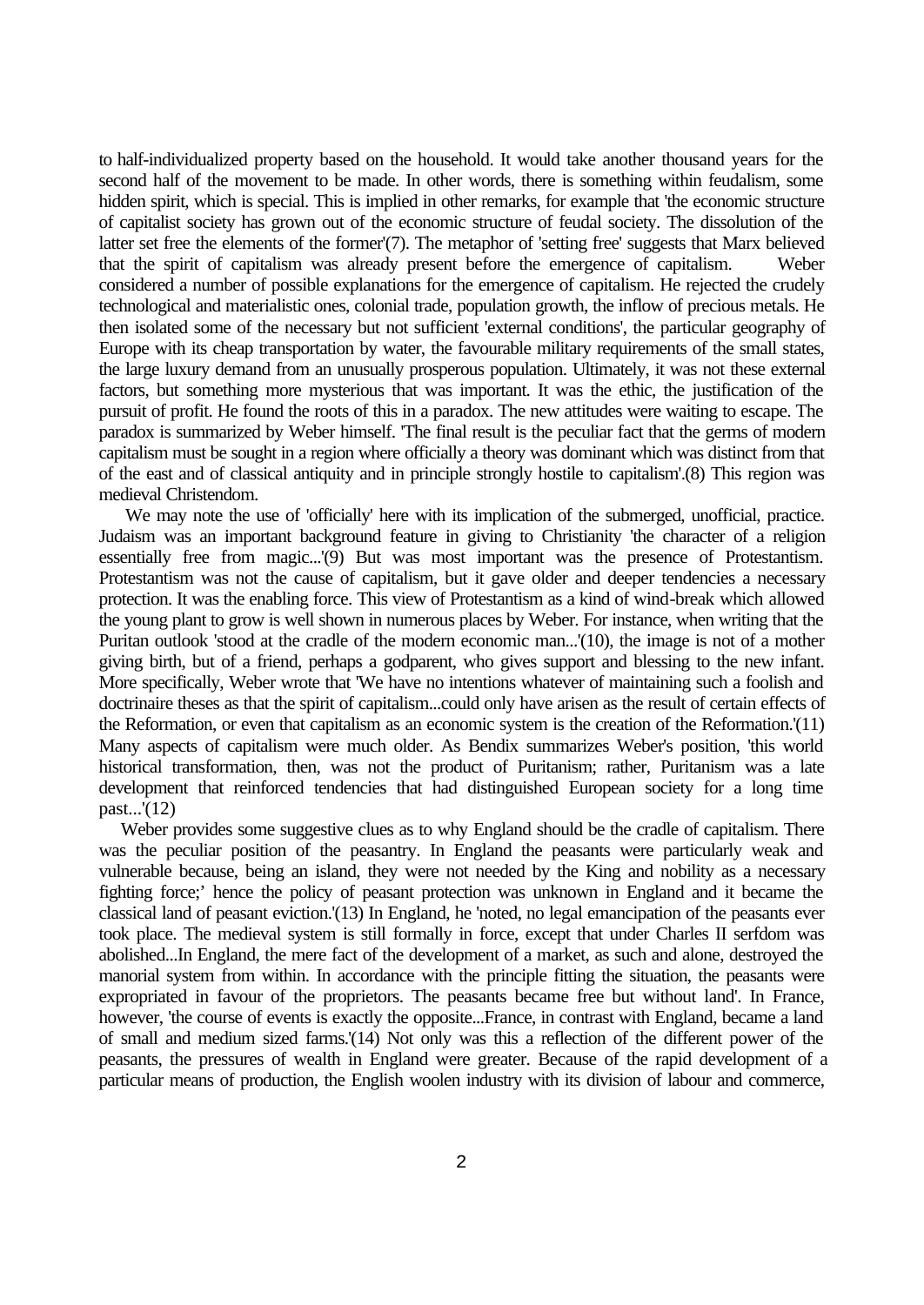to half-individualized property based on the household. It would take another thousand years for the second half of the movement to be made. In other words, there is something within feudalism, some hidden spirit, which is special. This is implied in other remarks, for example that 'the economic structure of capitalist society has grown out of the economic structure of feudal society. The dissolution of the latter set free the elements of the former'(7). The metaphor of 'setting free' suggests that Marx believed that the spirit of capitalism was already present before the emergence of capitalism. Weber considered a number of possible explanations for the emergence of capitalism. He rejected the crudely technological and materialistic ones, colonial trade, population growth, the inflow of precious metals. He then isolated some of the necessary but not sufficient 'external conditions', the particular geography of Europe with its cheap transportation by water, the favourable military requirements of the small states, the large luxury demand from an unusually prosperous population. Ultimately, it was not these external factors, but something more mysterious that was important. It was the ethic, the justification of the pursuit of profit. He found the roots of this in a paradox. The new attitudes were waiting to escape. The paradox is summarized by Weber himself. 'The final result is the peculiar fact that the germs of modern capitalism must be sought in a region where officially a theory was dominant which was distinct from that of the east and of classical antiquity and in principle strongly hostile to capitalism'.(8) This region was medieval Christendom.

We may note the use of 'officially' here with its implication of the submerged, unofficial, practice. Judaism was an important background feature in giving to Christianity 'the character of a religion essentially free from magic...'(9) But was most important was the presence of Protestantism. Protestantism was not the cause of capitalism, but it gave older and deeper tendencies a necessary protection. It was the enabling force. This view of Protestantism as a kind of wind-break which allowed the young plant to grow is well shown in numerous places by Weber. For instance, when writing that the Puritan outlook 'stood at the cradle of the modern economic man...'(10), the image is not of a mother giving birth, but of a friend, perhaps a godparent, who gives support and blessing to the new infant. More specifically, Weber wrote that 'We have no intentions whatever of maintaining such a foolish and doctrinaire theses as that the spirit of capitalism...could only have arisen as the result of certain effects of the Reformation, or even that capitalism as an economic system is the creation of the Reformation.'(11) Many aspects of capitalism were much older. As Bendix summarizes Weber's position, 'this world historical transformation, then, was not the product of Puritanism; rather, Puritanism was a late development that reinforced tendencies that had distinguished European society for a long time past...'(12)

Weber provides some suggestive clues as to why England should be the cradle of capitalism. There was the peculiar position of the peasantry. In England the peasants were particularly weak and vulnerable because, being an island, they were not needed by the King and nobility as a necessary fighting force;' hence the policy of peasant protection was unknown in England and it became the classical land of peasant eviction.'(13) In England, he 'noted, no legal emancipation of the peasants ever took place. The medieval system is still formally in force, except that under Charles II serfdom was abolished...In England, the mere fact of the development of a market, as such and alone, destroyed the manorial system from within. In accordance with the principle fitting the situation, the peasants were expropriated in favour of the proprietors. The peasants became free but without land'. In France, however, 'the course of events is exactly the opposite...France, in contrast with England, became a land of small and medium sized farms.'(14) Not only was this a reflection of the different power of the peasants, the pressures of wealth in England were greater. Because of the rapid development of a particular means of production, the English woolen industry with its division of labour and commerce,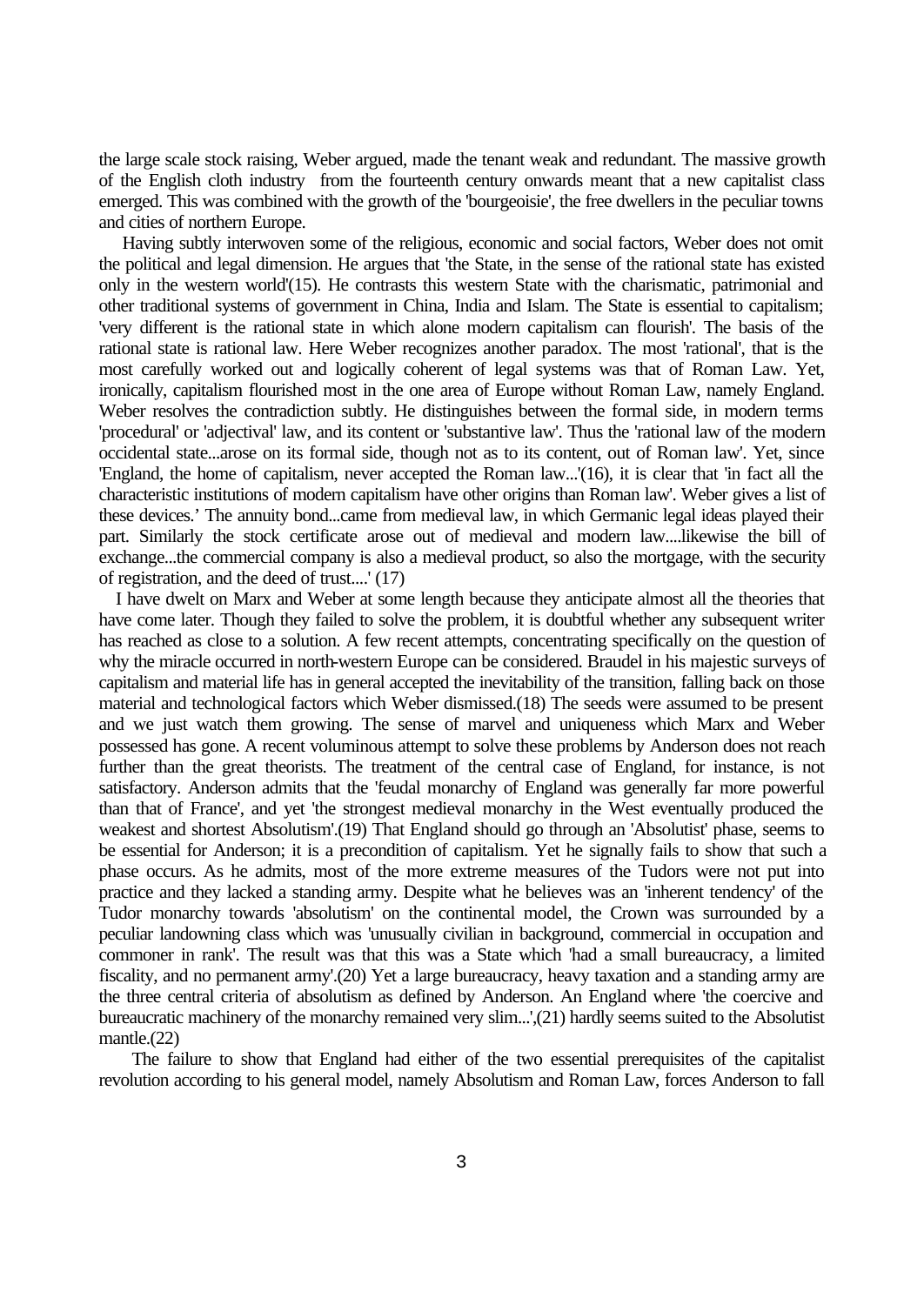the large scale stock raising, Weber argued, made the tenant weak and redundant. The massive growth of the English cloth industry from the fourteenth century onwards meant that a new capitalist class emerged. This was combined with the growth of the 'bourgeoisie', the free dwellers in the peculiar towns and cities of northern Europe.

Having subtly interwoven some of the religious, economic and social factors, Weber does not omit the political and legal dimension. He argues that 'the State, in the sense of the rational state has existed only in the western world'(15). He contrasts this western State with the charismatic, patrimonial and other traditional systems of government in China, India and Islam. The State is essential to capitalism; 'very different is the rational state in which alone modern capitalism can flourish'. The basis of the rational state is rational law. Here Weber recognizes another paradox. The most 'rational', that is the most carefully worked out and logically coherent of legal systems was that of Roman Law. Yet, ironically, capitalism flourished most in the one area of Europe without Roman Law, namely England. Weber resolves the contradiction subtly. He distinguishes between the formal side, in modern terms 'procedural' or 'adjectival' law, and its content or 'substantive law'. Thus the 'rational law of the modern occidental state...arose on its formal side, though not as to its content, out of Roman law'. Yet, since 'England, the home of capitalism, never accepted the Roman law...'(16), it is clear that 'in fact all the characteristic institutions of modern capitalism have other origins than Roman law'. Weber gives a list of these devices.' The annuity bond...came from medieval law, in which Germanic legal ideas played their part. Similarly the stock certificate arose out of medieval and modern law....likewise the bill of exchange...the commercial company is also a medieval product, so also the mortgage, with the security of registration, and the deed of trust....' (17)

I have dwelt on Marx and Weber at some length because they anticipate almost all the theories that have come later. Though they failed to solve the problem, it is doubtful whether any subsequent writer has reached as close to a solution. A few recent attempts, concentrating specifically on the question of why the miracle occurred in north-western Europe can be considered. Braudel in his majestic surveys of capitalism and material life has in general accepted the inevitability of the transition, falling back on those material and technological factors which Weber dismissed.(18) The seeds were assumed to be present and we just watch them growing. The sense of marvel and uniqueness which Marx and Weber possessed has gone. A recent voluminous attempt to solve these problems by Anderson does not reach further than the great theorists. The treatment of the central case of England, for instance, is not satisfactory. Anderson admits that the 'feudal monarchy of England was generally far more powerful than that of France', and yet 'the strongest medieval monarchy in the West eventually produced the weakest and shortest Absolutism'.(19) That England should go through an 'Absolutist' phase, seems to be essential for Anderson; it is a precondition of capitalism. Yet he signally fails to show that such a phase occurs. As he admits, most of the more extreme measures of the Tudors were not put into practice and they lacked a standing army. Despite what he believes was an 'inherent tendency' of the Tudor monarchy towards 'absolutism' on the continental model, the Crown was surrounded by a peculiar landowning class which was 'unusually civilian in background, commercial in occupation and commoner in rank'. The result was that this was a State which 'had a small bureaucracy, a limited fiscality, and no permanent army'.(20) Yet a large bureaucracy, heavy taxation and a standing army are the three central criteria of absolutism as defined by Anderson. An England where 'the coercive and bureaucratic machinery of the monarchy remained very slim...',(21) hardly seems suited to the Absolutist mantle.(22)

The failure to show that England had either of the two essential prerequisites of the capitalist revolution according to his general model, namely Absolutism and Roman Law, forces Anderson to fall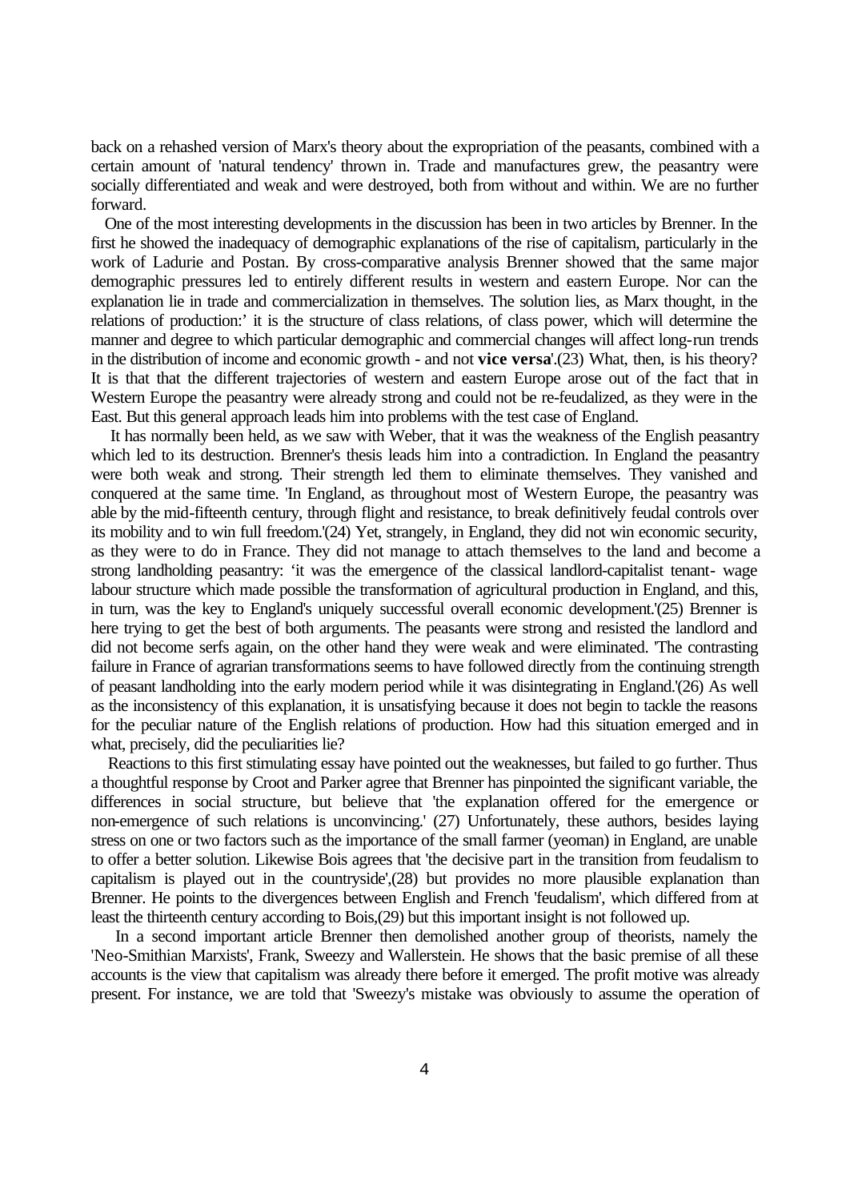back on a rehashed version of Marx's theory about the expropriation of the peasants, combined with a certain amount of 'natural tendency' thrown in. Trade and manufactures grew, the peasantry were socially differentiated and weak and were destroyed, both from without and within. We are no further forward.

One of the most interesting developments in the discussion has been in two articles by Brenner. In the first he showed the inadequacy of demographic explanations of the rise of capitalism, particularly in the work of Ladurie and Postan. By cross-comparative analysis Brenner showed that the same major demographic pressures led to entirely different results in western and eastern Europe. Nor can the explanation lie in trade and commercialization in themselves. The solution lies, as Marx thought, in the relations of production:' it is the structure of class relations, of class power, which will determine the manner and degree to which particular demographic and commercial changes will affect long-run trends in the distribution of income and economic growth - and not **vice versa**'.(23) What, then, is his theory? It is that that the different trajectories of western and eastern Europe arose out of the fact that in Western Europe the peasantry were already strong and could not be re-feudalized, as they were in the East. But this general approach leads him into problems with the test case of England.

It has normally been held, as we saw with Weber, that it was the weakness of the English peasantry which led to its destruction. Brenner's thesis leads him into a contradiction. In England the peasantry were both weak and strong. Their strength led them to eliminate themselves. They vanished and conquered at the same time. 'In England, as throughout most of Western Europe, the peasantry was able by the mid-fifteenth century, through flight and resistance, to break definitively feudal controls over its mobility and to win full freedom.'(24) Yet, strangely, in England, they did not win economic security, as they were to do in France. They did not manage to attach themselves to the land and become a strong landholding peasantry: 'it was the emergence of the classical landlord-capitalist tenant- wage labour structure which made possible the transformation of agricultural production in England, and this, in turn, was the key to England's uniquely successful overall economic development.'(25) Brenner is here trying to get the best of both arguments. The peasants were strong and resisted the landlord and did not become serfs again, on the other hand they were weak and were eliminated. 'The contrasting failure in France of agrarian transformations seems to have followed directly from the continuing strength of peasant landholding into the early modern period while it was disintegrating in England.'(26) As well as the inconsistency of this explanation, it is unsatisfying because it does not begin to tackle the reasons for the peculiar nature of the English relations of production. How had this situation emerged and in what, precisely, did the peculiarities lie?

Reactions to this first stimulating essay have pointed out the weaknesses, but failed to go further. Thus a thoughtful response by Croot and Parker agree that Brenner has pinpointed the significant variable, the differences in social structure, but believe that 'the explanation offered for the emergence or non-emergence of such relations is unconvincing.' (27) Unfortunately, these authors, besides laying stress on one or two factors such as the importance of the small farmer (yeoman) in England, are unable to offer a better solution. Likewise Bois agrees that 'the decisive part in the transition from feudalism to capitalism is played out in the countryside',(28) but provides no more plausible explanation than Brenner. He points to the divergences between English and French 'feudalism', which differed from at least the thirteenth century according to Bois,(29) but this important insight is not followed up.

In a second important article Brenner then demolished another group of theorists, namely the 'Neo-Smithian Marxists', Frank, Sweezy and Wallerstein. He shows that the basic premise of all these accounts is the view that capitalism was already there before it emerged. The profit motive was already present. For instance, we are told that 'Sweezy's mistake was obviously to assume the operation of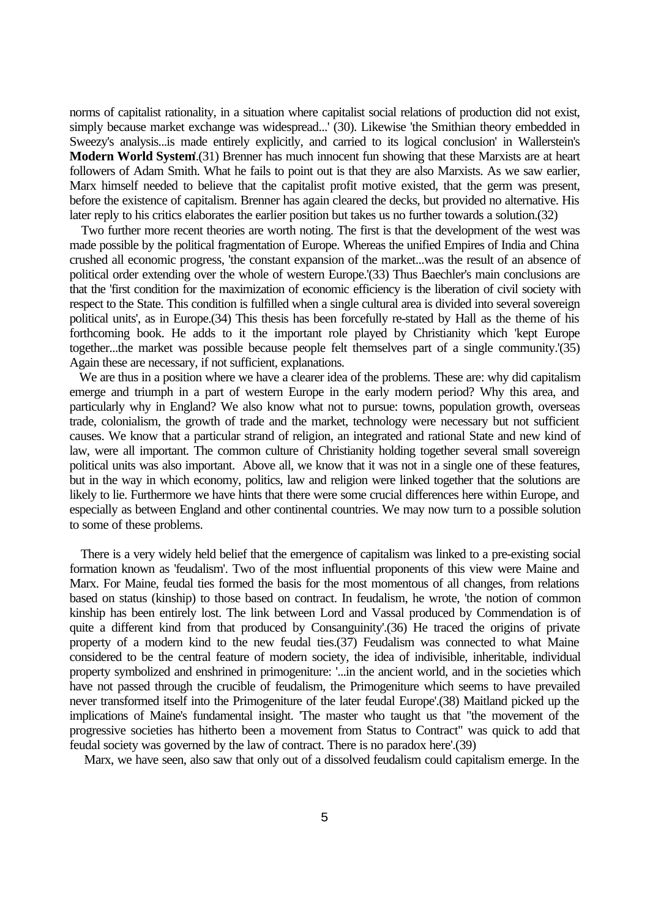norms of capitalist rationality, in a situation where capitalist social relations of production did not exist, simply because market exchange was widespread...' (30). Likewise 'the Smithian theory embedded in Sweezy's analysis...is made entirely explicitly, and carried to its logical conclusion' in Wallerstein's **Modern World System**'.(31) Brenner has much innocent fun showing that these Marxists are at heart followers of Adam Smith. What he fails to point out is that they are also Marxists. As we saw earlier, Marx himself needed to believe that the capitalist profit motive existed, that the germ was present, before the existence of capitalism. Brenner has again cleared the decks, but provided no alternative. His later reply to his critics elaborates the earlier position but takes us no further towards a solution.(32)

Two further more recent theories are worth noting. The first is that the development of the west was made possible by the political fragmentation of Europe. Whereas the unified Empires of India and China crushed all economic progress, 'the constant expansion of the market...was the result of an absence of political order extending over the whole of western Europe.'(33) Thus Baechler's main conclusions are that the 'first condition for the maximization of economic efficiency is the liberation of civil society with respect to the State. This condition is fulfilled when a single cultural area is divided into several sovereign political units', as in Europe.(34) This thesis has been forcefully re-stated by Hall as the theme of his forthcoming book. He adds to it the important role played by Christianity which 'kept Europe together...the market was possible because people felt themselves part of a single community.'(35) Again these are necessary, if not sufficient, explanations.

We are thus in a position where we have a clearer idea of the problems. These are: why did capitalism emerge and triumph in a part of western Europe in the early modern period? Why this area, and particularly why in England? We also know what not to pursue: towns, population growth, overseas trade, colonialism, the growth of trade and the market, technology were necessary but not sufficient causes. We know that a particular strand of religion, an integrated and rational State and new kind of law, were all important. The common culture of Christianity holding together several small sovereign political units was also important. Above all, we know that it was not in a single one of these features, but in the way in which economy, politics, law and religion were linked together that the solutions are likely to lie. Furthermore we have hints that there were some crucial differences here within Europe, and especially as between England and other continental countries. We may now turn to a possible solution to some of these problems.

There is a very widely held belief that the emergence of capitalism was linked to a pre-existing social formation known as 'feudalism'. Two of the most influential proponents of this view were Maine and Marx. For Maine, feudal ties formed the basis for the most momentous of all changes, from relations based on status (kinship) to those based on contract. In feudalism, he wrote, 'the notion of common kinship has been entirely lost. The link between Lord and Vassal produced by Commendation is of quite a different kind from that produced by Consanguinity'.(36) He traced the origins of private property of a modern kind to the new feudal ties.(37) Feudalism was connected to what Maine considered to be the central feature of modern society, the idea of indivisible, inheritable, individual property symbolized and enshrined in primogeniture: '...in the ancient world, and in the societies which have not passed through the crucible of feudalism, the Primogeniture which seems to have prevailed never transformed itself into the Primogeniture of the later feudal Europe'.(38) Maitland picked up the implications of Maine's fundamental insight. 'The master who taught us that "the movement of the progressive societies has hitherto been a movement from Status to Contract" was quick to add that feudal society was governed by the law of contract. There is no paradox here'.(39)

Marx, we have seen, also saw that only out of a dissolved feudalism could capitalism emerge. In the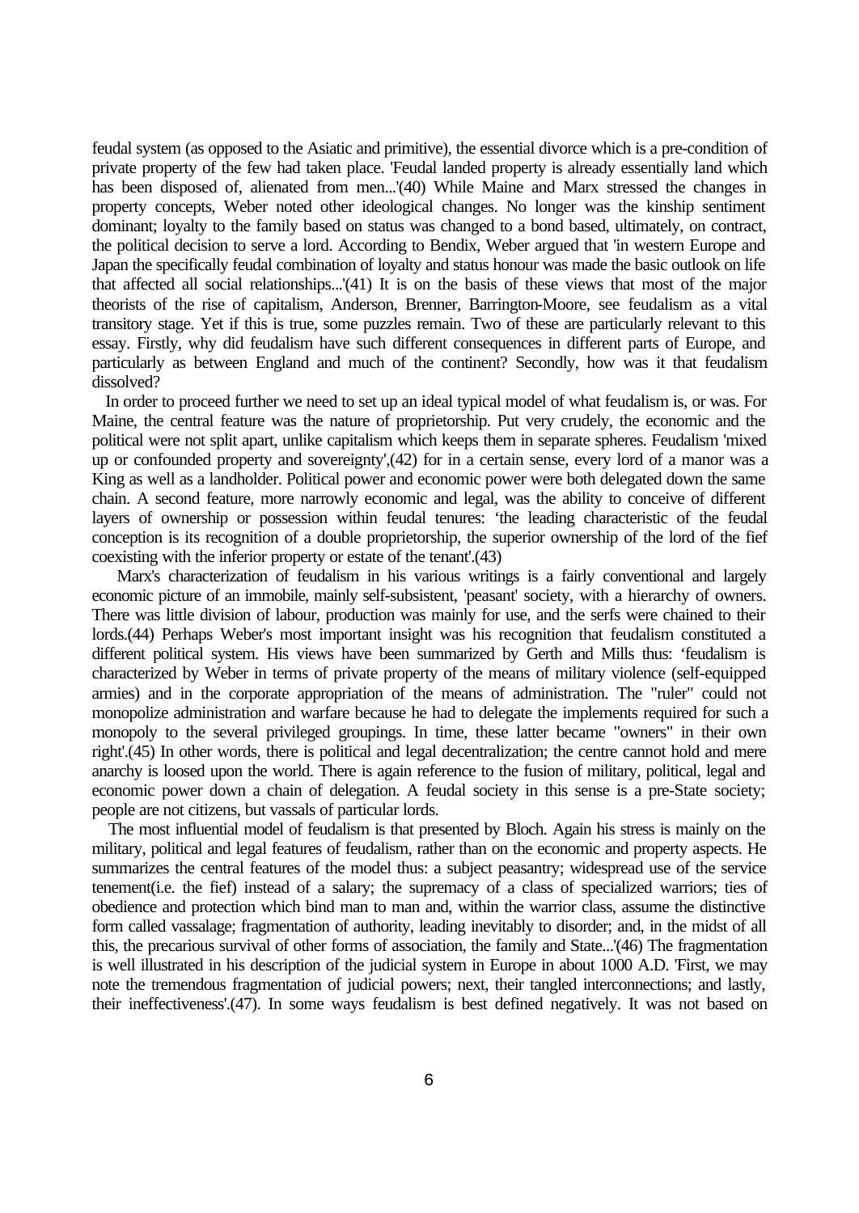feudal system (as opposed to the Asiatic and primitive), the essential divorce which is a pre-condition of private property of the few had taken place. 'Feudal landed property is already essentially land which has been disposed of, alienated from men...'(40) While Maine and Marx stressed the changes in property concepts, Weber noted other ideological changes. No longer was the kinship sentiment dominant; loyalty to the family based on status was changed to a bond based, ultimately, on contract, the political decision to serve a lord. According to Bendix, Weber argued that 'in western Europe and Japan the specifically feudal combination of loyalty and status honour was made the basic outlook on life that affected all social relationships...'(41) It is on the basis of these views that most of the major theorists of the rise of capitalism, Anderson, Brenner, Barrington-Moore, see feudalism as a vital transitory stage. Yet if this is true, some puzzles remain. Two of these are particularly relevant to this essay. Firstly, why did feudalism have such different consequences in different parts of Europe, and particularly as between England and much of the continent? Secondly, how was it that feudalism dissolved?

In order to proceed further we need to set up an ideal typical model of what feudalism is, or was. For Maine, the central feature was the nature of proprietorship. Put very crudely, the economic and the political were not split apart, unlike capitalism which keeps them in separate spheres. Feudalism 'mixed up or confounded property and sovereignty',(42) for in a certain sense, every lord of a manor was a King as well as a landholder. Political power and economic power were both delegated down the same chain. A second feature, more narrowly economic and legal, was the ability to conceive of different layers of ownership or possession within feudal tenures: 'the leading characteristic of the feudal conception is its recognition of a double proprietorship, the superior ownership of the lord of the fief coexisting with the inferior property or estate of the tenant'.(43)

Marx's characterization of feudalism in his various writings is a fairly conventional and largely economic picture of an immobile, mainly self-subsistent, 'peasant' society, with a hierarchy of owners. There was little division of labour, production was mainly for use, and the serfs were chained to their lords.(44) Perhaps Weber's most important insight was his recognition that feudalism constituted a different political system. His views have been summarized by Gerth and Mills thus: 'feudalism is characterized by Weber in terms of private property of the means of military violence (self-equipped armies) and in the corporate appropriation of the means of administration. The "ruler" could not monopolize administration and warfare because he had to delegate the implements required for such a monopoly to the several privileged groupings. In time, these latter became "owners" in their own right'.(45) In other words, there is political and legal decentralization; the centre cannot hold and mere anarchy is loosed upon the world. There is again reference to the fusion of military, political, legal and economic power down a chain of delegation. A feudal society in this sense is a pre-State society; people are not citizens, but vassals of particular lords.

The most influential model of feudalism is that presented by Bloch. Again his stress is mainly on the military, political and legal features of feudalism, rather than on the economic and property aspects. He summarizes the central features of the model thus: a subject peasantry; widespread use of the service tenement(i.e. the fief) instead of a salary; the supremacy of a class of specialized warriors; ties of obedience and protection which bind man to man and, within the warrior class, assume the distinctive form called vassalage; fragmentation of authority, leading inevitably to disorder; and, in the midst of all this, the precarious survival of other forms of association, the family and State...'(46) The fragmentation is well illustrated in his description of the judicial system in Europe in about 1000 A.D. 'First, we may note the tremendous fragmentation of judicial powers; next, their tangled interconnections; and lastly, their ineffectiveness'.(47). In some ways feudalism is best defined negatively. It was not based on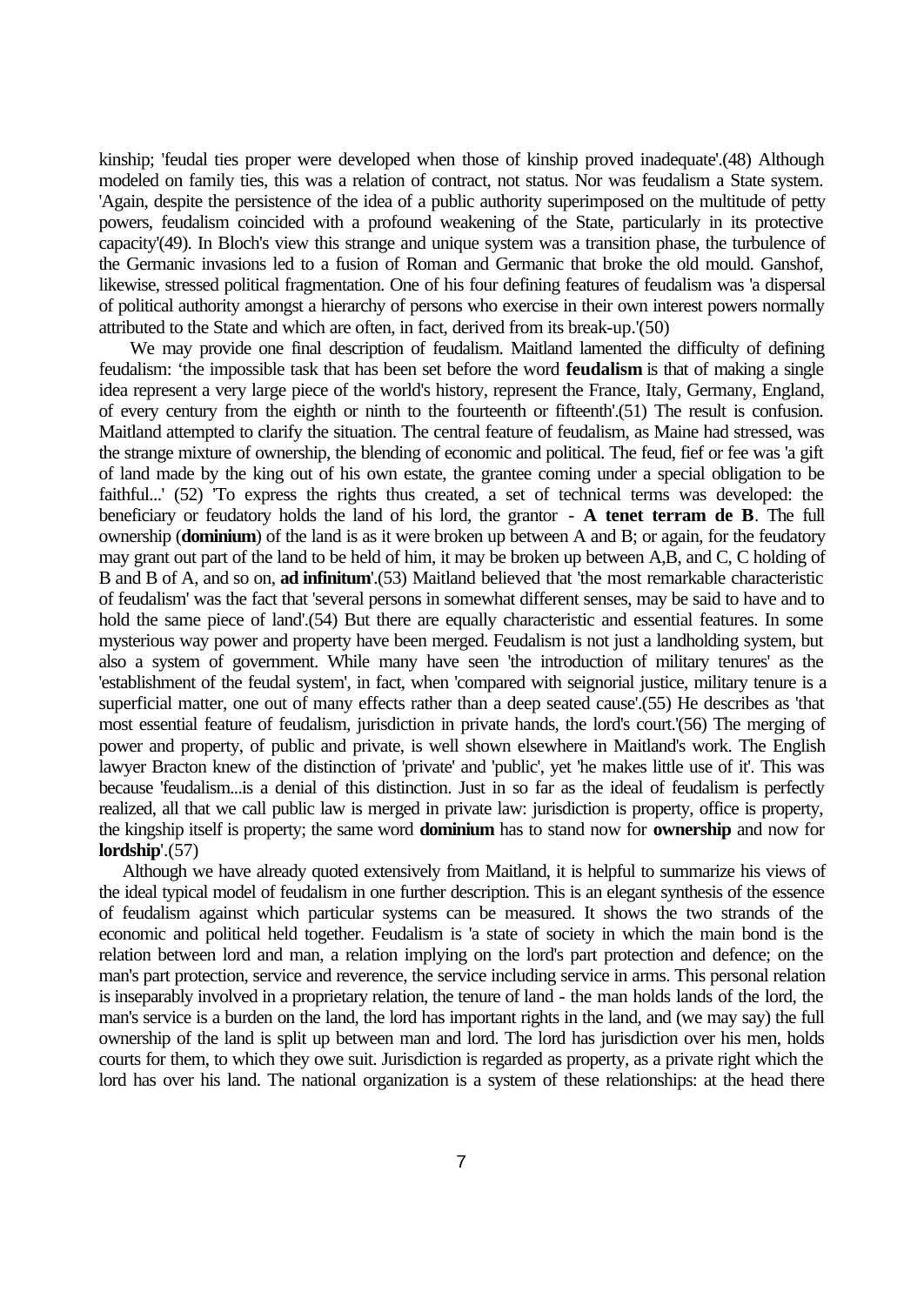kinship; 'feudal ties proper were developed when those of kinship proved inadequate'.(48) Although modeled on family ties, this was a relation of contract, not status. Nor was feudalism a State system. 'Again, despite the persistence of the idea of a public authority superimposed on the multitude of petty powers, feudalism coincided with a profound weakening of the State, particularly in its protective capacity'(49). In Bloch's view this strange and unique system was a transition phase, the turbulence of the Germanic invasions led to a fusion of Roman and Germanic that broke the old mould. Ganshof, likewise, stressed political fragmentation. One of his four defining features of feudalism was 'a dispersal of political authority amongst a hierarchy of persons who exercise in their own interest powers normally attributed to the State and which are often, in fact, derived from its break-up.'(50)

We may provide one final description of feudalism. Maitland lamented the difficulty of defining feudalism: 'the impossible task that has been set before the word **feudalism** is that of making a single idea represent a very large piece of the world's history, represent the France, Italy, Germany, England, of every century from the eighth or ninth to the fourteenth or fifteenth'.(51) The result is confusion. Maitland attempted to clarify the situation. The central feature of feudalism, as Maine had stressed, was the strange mixture of ownership, the blending of economic and political. The feud, fief or fee was 'a gift of land made by the king out of his own estate, the grantee coming under a special obligation to be faithful...' (52) 'To express the rights thus created, a set of technical terms was developed: the beneficiary or feudatory holds the land of his lord, the grantor - **A tenet terram de B**. The full ownership (**dominium**) of the land is as it were broken up between A and B; or again, for the feudatory may grant out part of the land to be held of him, it may be broken up between A,B, and C, C holding of B and B of A, and so on, **ad infinitum**'.(53) Maitland believed that 'the most remarkable characteristic of feudalism' was the fact that 'several persons in somewhat different senses, may be said to have and to hold the same piece of land'.(54) But there are equally characteristic and essential features. In some mysterious way power and property have been merged. Feudalism is not just a landholding system, but also a system of government. While many have seen 'the introduction of military tenures' as the 'establishment of the feudal system', in fact, when 'compared with seignorial justice, military tenure is a superficial matter, one out of many effects rather than a deep seated cause'.(55) He describes as 'that most essential feature of feudalism, jurisdiction in private hands, the lord's court.'(56) The merging of power and property, of public and private, is well shown elsewhere in Maitland's work. The English lawyer Bracton knew of the distinction of 'private' and 'public', yet 'he makes little use of it'. This was because 'feudalism...is a denial of this distinction. Just in so far as the ideal of feudalism is perfectly realized, all that we call public law is merged in private law: jurisdiction is property, office is property, the kingship itself is property; the same word **dominium** has to stand now for **ownership** and now for **lordship**'.(57)

Although we have already quoted extensively from Maitland, it is helpful to summarize his views of the ideal typical model of feudalism in one further description. This is an elegant synthesis of the essence of feudalism against which particular systems can be measured. It shows the two strands of the economic and political held together. Feudalism is 'a state of society in which the main bond is the relation between lord and man, a relation implying on the lord's part protection and defence; on the man's part protection, service and reverence, the service including service in arms. This personal relation is inseparably involved in a proprietary relation, the tenure of land - the man holds lands of the lord, the man's service is a burden on the land, the lord has important rights in the land, and (we may say) the full ownership of the land is split up between man and lord. The lord has jurisdiction over his men, holds courts for them, to which they owe suit. Jurisdiction is regarded as property, as a private right which the lord has over his land. The national organization is a system of these relationships: at the head there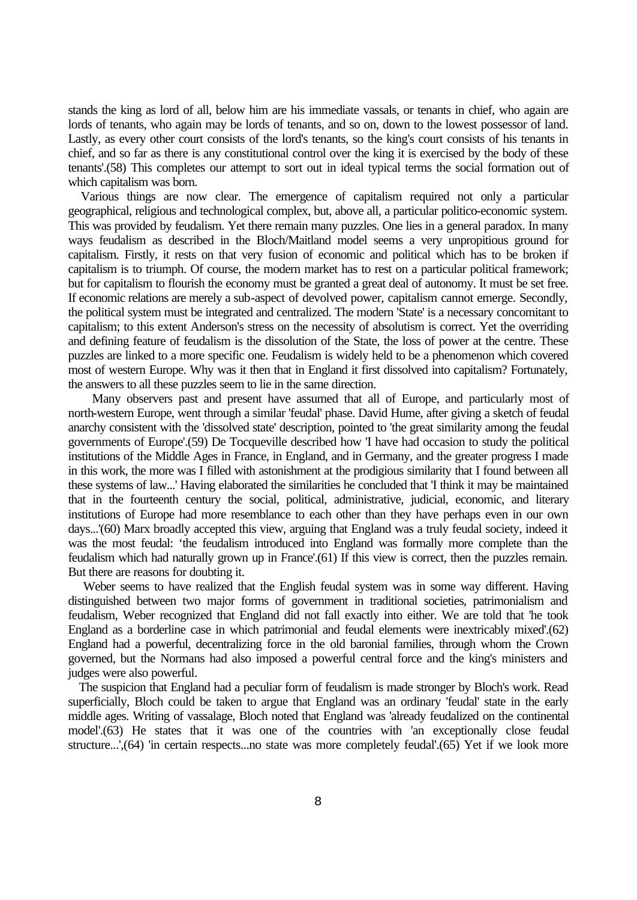stands the king as lord of all, below him are his immediate vassals, or tenants in chief, who again are lords of tenants, who again may be lords of tenants, and so on, down to the lowest possessor of land. Lastly, as every other court consists of the lord's tenants, so the king's court consists of his tenants in chief, and so far as there is any constitutional control over the king it is exercised by the body of these tenants'.(58) This completes our attempt to sort out in ideal typical terms the social formation out of which capitalism was born.

Various things are now clear. The emergence of capitalism required not only a particular geographical, religious and technological complex, but, above all, a particular politico-economic system. This was provided by feudalism. Yet there remain many puzzles. One lies in a general paradox. In many ways feudalism as described in the Bloch/Maitland model seems a very unpropitious ground for capitalism. Firstly, it rests on that very fusion of economic and political which has to be broken if capitalism is to triumph. Of course, the modern market has to rest on a particular political framework; but for capitalism to flourish the economy must be granted a great deal of autonomy. It must be set free. If economic relations are merely a sub-aspect of devolved power, capitalism cannot emerge. Secondly, the political system must be integrated and centralized. The modern 'State' is a necessary concomitant to capitalism; to this extent Anderson's stress on the necessity of absolutism is correct. Yet the overriding and defining feature of feudalism is the dissolution of the State, the loss of power at the centre. These puzzles are linked to a more specific one. Feudalism is widely held to be a phenomenon which covered most of western Europe. Why was it then that in England it first dissolved into capitalism? Fortunately, the answers to all these puzzles seem to lie in the same direction.

Many observers past and present have assumed that all of Europe, and particularly most of north-western Europe, went through a similar 'feudal' phase. David Hume, after giving a sketch of feudal anarchy consistent with the 'dissolved state' description, pointed to 'the great similarity among the feudal governments of Europe'.(59) De Tocqueville described how 'I have had occasion to study the political institutions of the Middle Ages in France, in England, and in Germany, and the greater progress I made in this work, the more was I filled with astonishment at the prodigious similarity that I found between all these systems of law...' Having elaborated the similarities he concluded that 'I think it may be maintained that in the fourteenth century the social, political, administrative, judicial, economic, and literary institutions of Europe had more resemblance to each other than they have perhaps even in our own days...'(60) Marx broadly accepted this view, arguing that England was a truly feudal society, indeed it was the most feudal: 'the feudalism introduced into England was formally more complete than the feudalism which had naturally grown up in France'.(61) If this view is correct, then the puzzles remain. But there are reasons for doubting it.

Weber seems to have realized that the English feudal system was in some way different. Having distinguished between two major forms of government in traditional societies, patrimonialism and feudalism, Weber recognized that England did not fall exactly into either. We are told that 'he took England as a borderline case in which patrimonial and feudal elements were inextricably mixed'.(62) England had a powerful, decentralizing force in the old baronial families, through whom the Crown governed, but the Normans had also imposed a powerful central force and the king's ministers and judges were also powerful.

The suspicion that England had a peculiar form of feudalism is made stronger by Bloch's work. Read superficially, Bloch could be taken to argue that England was an ordinary 'feudal' state in the early middle ages. Writing of vassalage, Bloch noted that England was 'already feudalized on the continental model'.(63) He states that it was one of the countries with 'an exceptionally close feudal structure...',(64) 'in certain respects...no state was more completely feudal'.(65) Yet if we look more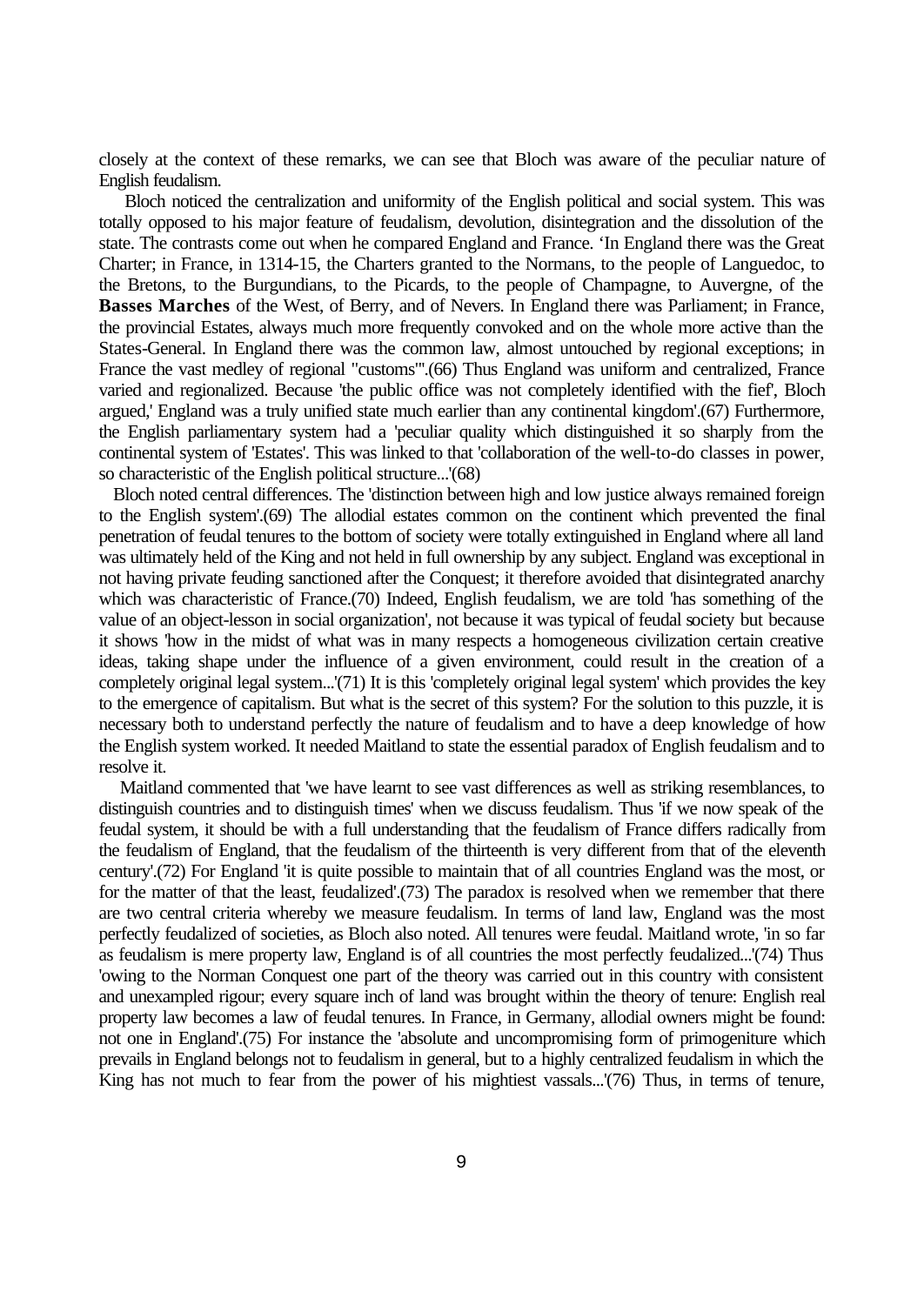closely at the context of these remarks, we can see that Bloch was aware of the peculiar nature of English feudalism.

Bloch noticed the centralization and uniformity of the English political and social system. This was totally opposed to his major feature of feudalism, devolution, disintegration and the dissolution of the state. The contrasts come out when he compared England and France. 'In England there was the Great Charter; in France, in 1314-15, the Charters granted to the Normans, to the people of Languedoc, to the Bretons, to the Burgundians, to the Picards, to the people of Champagne, to Auvergne, of the **Basses Marches** of the West, of Berry, and of Nevers. In England there was Parliament; in France, the provincial Estates, always much more frequently convoked and on the whole more active than the States-General. In England there was the common law, almost untouched by regional exceptions; in France the vast medley of regional "customs"'.(66) Thus England was uniform and centralized, France varied and regionalized. Because 'the public office was not completely identified with the fief', Bloch argued,' England was a truly unified state much earlier than any continental kingdom'.(67) Furthermore, the English parliamentary system had a 'peculiar quality which distinguished it so sharply from the continental system of 'Estates'. This was linked to that 'collaboration of the well-to-do classes in power, so characteristic of the English political structure...'(68)

Bloch noted central differences. The 'distinction between high and low justice always remained foreign to the English system'.(69) The allodial estates common on the continent which prevented the final penetration of feudal tenures to the bottom of society were totally extinguished in England where all land was ultimately held of the King and not held in full ownership by any subject. England was exceptional in not having private feuding sanctioned after the Conquest; it therefore avoided that disintegrated anarchy which was characteristic of France.(70) Indeed, English feudalism, we are told 'has something of the value of an object-lesson in social organization', not because it was typical of feudal society but because it shows 'how in the midst of what was in many respects a homogeneous civilization certain creative ideas, taking shape under the influence of a given environment, could result in the creation of a completely original legal system...'(71) It is this 'completely original legal system' which provides the key to the emergence of capitalism. But what is the secret of this system? For the solution to this puzzle, it is necessary both to understand perfectly the nature of feudalism and to have a deep knowledge of how the English system worked. It needed Maitland to state the essential paradox of English feudalism and to resolve it.

Maitland commented that 'we have learnt to see vast differences as well as striking resemblances, to distinguish countries and to distinguish times' when we discuss feudalism. Thus 'if we now speak of the feudal system, it should be with a full understanding that the feudalism of France differs radically from the feudalism of England, that the feudalism of the thirteenth is very different from that of the eleventh century'.(72) For England 'it is quite possible to maintain that of all countries England was the most, or for the matter of that the least, feudalized'.(73) The paradox is resolved when we remember that there are two central criteria whereby we measure feudalism. In terms of land law, England was the most perfectly feudalized of societies, as Bloch also noted. All tenures were feudal. Maitland wrote, 'in so far as feudalism is mere property law, England is of all countries the most perfectly feudalized...'(74) Thus 'owing to the Norman Conquest one part of the theory was carried out in this country with consistent and unexampled rigour; every square inch of land was brought within the theory of tenure: English real property law becomes a law of feudal tenures. In France, in Germany, allodial owners might be found: not one in England'.(75) For instance the 'absolute and uncompromising form of primogeniture which prevails in England belongs not to feudalism in general, but to a highly centralized feudalism in which the King has not much to fear from the power of his mightiest vassals...'(76) Thus, in terms of tenure,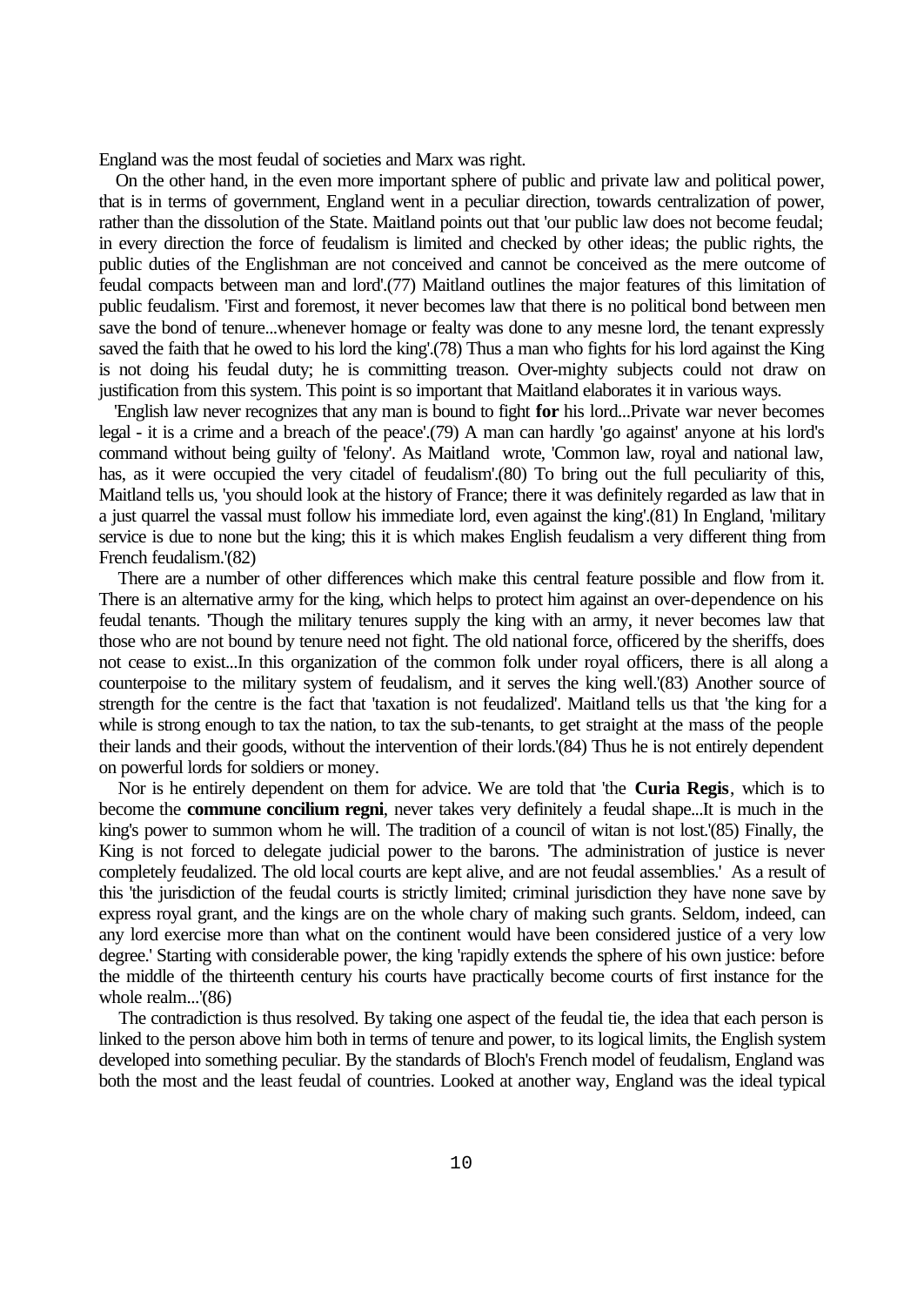England was the most feudal of societies and Marx was right.

On the other hand, in the even more important sphere of public and private law and political power, that is in terms of government, England went in a peculiar direction, towards centralization of power, rather than the dissolution of the State. Maitland points out that 'our public law does not become feudal; in every direction the force of feudalism is limited and checked by other ideas; the public rights, the public duties of the Englishman are not conceived and cannot be conceived as the mere outcome of feudal compacts between man and lord'.(77) Maitland outlines the major features of this limitation of public feudalism. 'First and foremost, it never becomes law that there is no political bond between men save the bond of tenure...whenever homage or fealty was done to any mesne lord, the tenant expressly saved the faith that he owed to his lord the king'.(78) Thus a man who fights for his lord against the King is not doing his feudal duty; he is committing treason. Over-mighty subjects could not draw on justification from this system. This point is so important that Maitland elaborates it in various ways.

'English law never recognizes that any man is bound to fight **for** his lord...Private war never becomes legal - it is a crime and a breach of the peace'.(79) A man can hardly 'go against' anyone at his lord's command without being guilty of 'felony'. As Maitland wrote, 'Common law, royal and national law, has, as it were occupied the very citadel of feudalism'.(80) To bring out the full peculiarity of this, Maitland tells us, 'you should look at the history of France; there it was definitely regarded as law that in a just quarrel the vassal must follow his immediate lord, even against the king'.(81) In England, 'military service is due to none but the king; this it is which makes English feudalism a very different thing from French feudalism.'(82)

There are a number of other differences which make this central feature possible and flow from it. There is an alternative army for the king, which helps to protect him against an over-dependence on his feudal tenants. 'Though the military tenures supply the king with an army, it never becomes law that those who are not bound by tenure need not fight. The old national force, officered by the sheriffs, does not cease to exist...In this organization of the common folk under royal officers, there is all along a counterpoise to the military system of feudalism, and it serves the king well.'(83) Another source of strength for the centre is the fact that 'taxation is not feudalized'. Maitland tells us that 'the king for a while is strong enough to tax the nation, to tax the sub-tenants, to get straight at the mass of the people their lands and their goods, without the intervention of their lords.'(84) Thus he is not entirely dependent on powerful lords for soldiers or money.

Nor is he entirely dependent on them for advice. We are told that 'the **Curia Regis**, which is to become the **commune concilium regni**, never takes very definitely a feudal shape...It is much in the king's power to summon whom he will. The tradition of a council of witan is not lost.'(85) Finally, the King is not forced to delegate judicial power to the barons. 'The administration of justice is never completely feudalized. The old local courts are kept alive, and are not feudal assemblies.' As a result of this 'the jurisdiction of the feudal courts is strictly limited; criminal jurisdiction they have none save by express royal grant, and the kings are on the whole chary of making such grants. Seldom, indeed, can any lord exercise more than what on the continent would have been considered justice of a very low degree.' Starting with considerable power, the king 'rapidly extends the sphere of his own justice: before the middle of the thirteenth century his courts have practically become courts of first instance for the whole realm...'(86)

The contradiction is thus resolved. By taking one aspect of the feudal tie, the idea that each person is linked to the person above him both in terms of tenure and power, to its logical limits, the English system developed into something peculiar. By the standards of Bloch's French model of feudalism, England was both the most and the least feudal of countries. Looked at another way, England was the ideal typical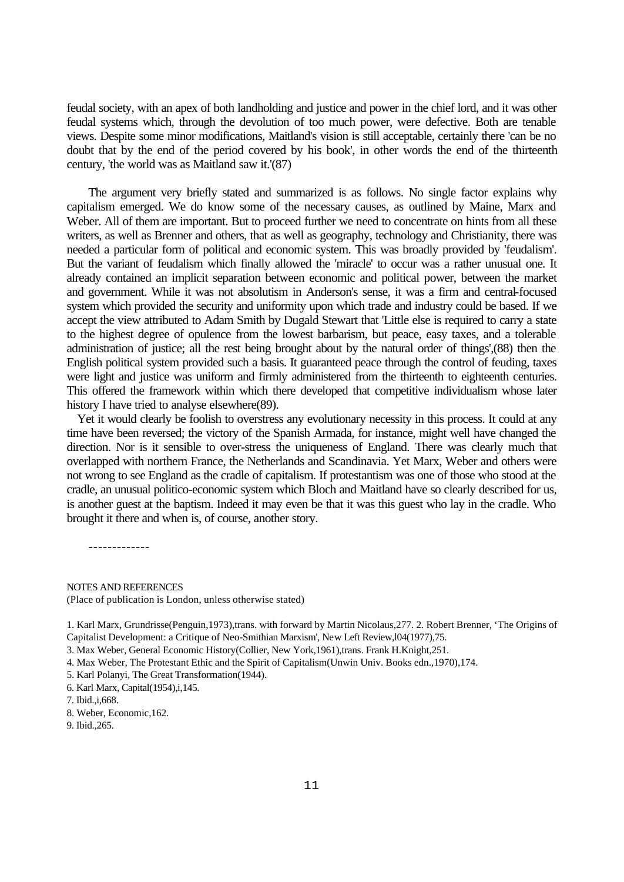feudal society, with an apex of both landholding and justice and power in the chief lord, and it was other feudal systems which, through the devolution of too much power, were defective. Both are tenable views. Despite some minor modifications, Maitland's vision is still acceptable, certainly there 'can be no doubt that by the end of the period covered by his book', in other words the end of the thirteenth century, 'the world was as Maitland saw it.'(87)

The argument very briefly stated and summarized is as follows. No single factor explains why capitalism emerged. We do know some of the necessary causes, as outlined by Maine, Marx and Weber. All of them are important. But to proceed further we need to concentrate on hints from all these writers, as well as Brenner and others, that as well as geography, technology and Christianity, there was needed a particular form of political and economic system. This was broadly provided by 'feudalism'. But the variant of feudalism which finally allowed the 'miracle' to occur was a rather unusual one. It already contained an implicit separation between economic and political power, between the market and government. While it was not absolutism in Anderson's sense, it was a firm and central-focused system which provided the security and uniformity upon which trade and industry could be based. If we accept the view attributed to Adam Smith by Dugald Stewart that 'Little else is required to carry a state to the highest degree of opulence from the lowest barbarism, but peace, easy taxes, and a tolerable administration of justice; all the rest being brought about by the natural order of things',(88) then the English political system provided such a basis. It guaranteed peace through the control of feuding, taxes were light and justice was uniform and firmly administered from the thirteenth to eighteenth centuries. This offered the framework within which there developed that competitive individualism whose later history I have tried to analyse elsewhere(89).

Yet it would clearly be foolish to overstress any evolutionary necessity in this process. It could at any time have been reversed; the victory of the Spanish Armada, for instance, might well have changed the direction. Nor is it sensible to over-stress the uniqueness of England. There was clearly much that overlapped with northern France, the Netherlands and Scandinavia. Yet Marx, Weber and others were not wrong to see England as the cradle of capitalism. If protestantism was one of those who stood at the cradle, an unusual politico-economic system which Bloch and Maitland have so clearly described for us, is another guest at the baptism. Indeed it may even be that it was this guest who lay in the cradle. Who brought it there and when is, of course, another story.

-------------

NOTES AND REFERENCES
(Place of publication is London, unless otherwise stated)

1. Karl Marx, Grundrisse(Penguin,1973),trans. with forward by Martin Nicolaus,277. 2. Robert Brenner, 'The Origins of Capitalist Development: a Critique of Neo-Smithian Marxism', New Left Review,l04(1977),75.
3. Max Weber, General Economic History(Collier, New York,1961),trans. Frank H.Knight,251.
4. Max Weber, The Protestant Ethic and the Spirit of Capitalism(Unwin Univ. Books edn.,1970),174.
5. Karl Polanyi, The Great Transformation(1944).
6. Karl Marx, Capital(1954),i,145.
7. Ibid.,i,668.
8. Weber, Economic,162.
9. Ibid.,265.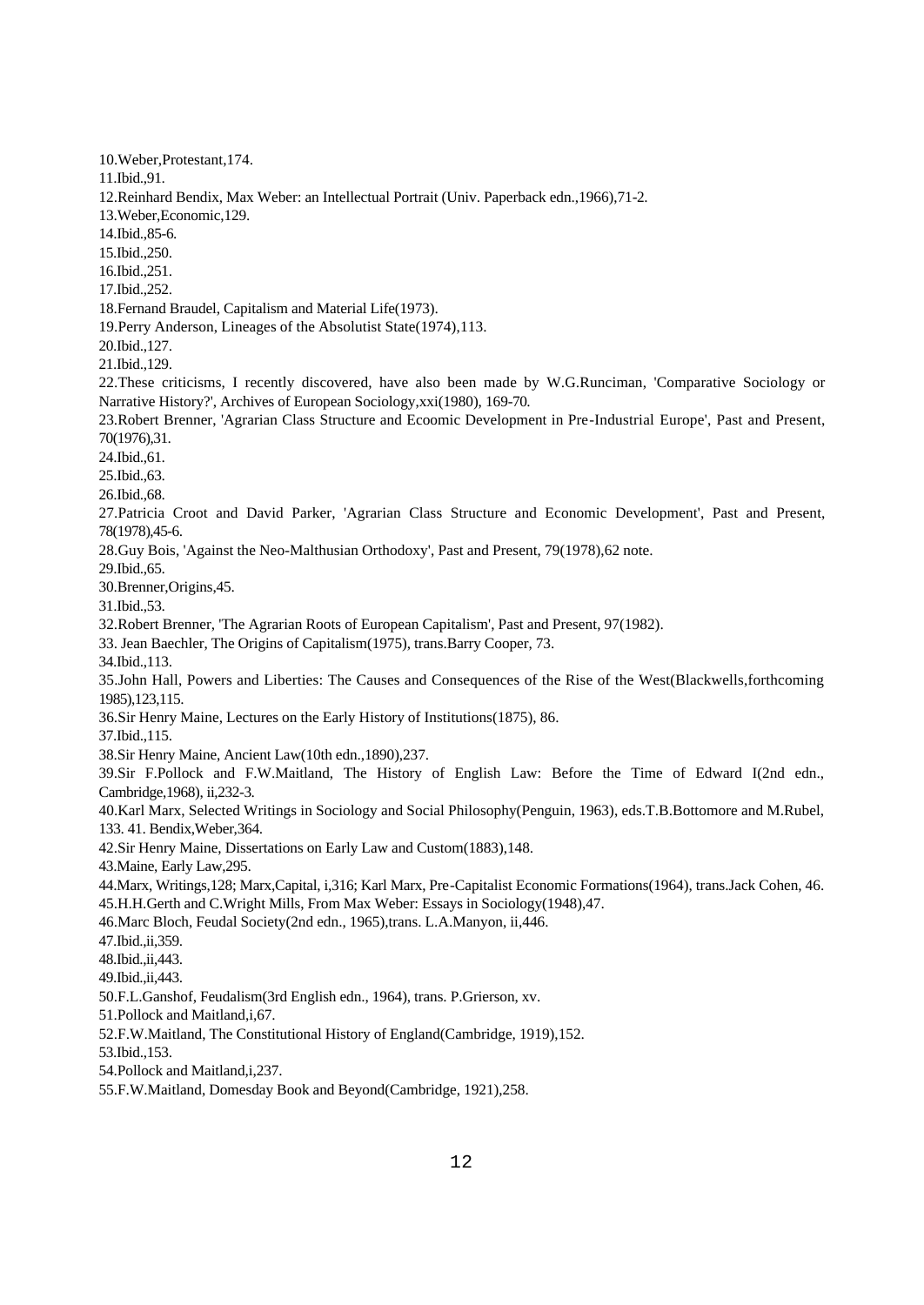10.Weber,Protestant,174.

11.Ibid.,91.

12.Reinhard Bendix, Max Weber: an Intellectual Portrait (Univ. Paperback edn.,1966),71-2.

13.Weber,Economic,129.

14.Ibid.,85-6.

15.Ibid.,250.

16.Ibid.,251.

17.Ibid.,252.

18.Fernand Braudel, Capitalism and Material Life(1973).

19.Perry Anderson, Lineages of the Absolutist State(1974),113.

20.Ibid.,127.

21.Ibid.,129.

22.These criticisms, I recently discovered, have also been made by W.G.Runciman, 'Comparative Sociology or Narrative History?', Archives of European Sociology,xxi(1980), 169-70.

23.Robert Brenner, 'Agrarian Class Structure and Ecoomic Development in Pre-Industrial Europe', Past and Present, 70(1976),31.

24.Ibid.,61.

25.Ibid.,63.

26.Ibid.,68.

27.Patricia Croot and David Parker, 'Agrarian Class Structure and Economic Development', Past and Present, 78(1978),45-6.

28.Guy Bois, 'Against the Neo-Malthusian Orthodoxy', Past and Present, 79(1978),62 note.

29.Ibid.,65.

30.Brenner,Origins,45.

31.Ibid.,53.

32.Robert Brenner, 'The Agrarian Roots of European Capitalism', Past and Present, 97(1982).

33. Jean Baechler, The Origins of Capitalism(1975), trans.Barry Cooper, 73.

34.Ibid.,113.

35.John Hall, Powers and Liberties: The Causes and Consequences of the Rise of the West(Blackwells,forthcoming 1985),123,115.

36.Sir Henry Maine, Lectures on the Early History of Institutions(1875), 86.

37.Ibid.,115.

38.Sir Henry Maine, Ancient Law(10th edn.,1890),237.

39.Sir F.Pollock and F.W.Maitland, The History of English Law: Before the Time of Edward I(2nd edn., Cambridge,1968), ii,232-3.

40.Karl Marx, Selected Writings in Sociology and Social Philosophy(Penguin, 1963), eds.T.B.Bottomore and M.Rubel, 133. 41. Bendix,Weber,364.

42.Sir Henry Maine, Dissertations on Early Law and Custom(1883),148.

43.Maine, Early Law,295.

44.Marx, Writings,128; Marx,Capital, i,316; Karl Marx, Pre-Capitalist Economic Formations(1964), trans.Jack Cohen, 46.

45.H.H.Gerth and C.Wright Mills, From Max Weber: Essays in Sociology(1948),47.

46.Marc Bloch, Feudal Society(2nd edn., 1965),trans. L.A.Manyon, ii,446.

47.Ibid.,ii,359.

48.Ibid.,ii,443.

49.Ibid.,ii,443.

50.F.L.Ganshof, Feudalism(3rd English edn., 1964), trans. P.Grierson, xv.

51.Pollock and Maitland,i,67.

52.F.W.Maitland, The Constitutional History of England(Cambridge, 1919),152.

53.Ibid.,153.

54.Pollock and Maitland,i,237.

55.F.W.Maitland, Domesday Book and Beyond(Cambridge, 1921),258.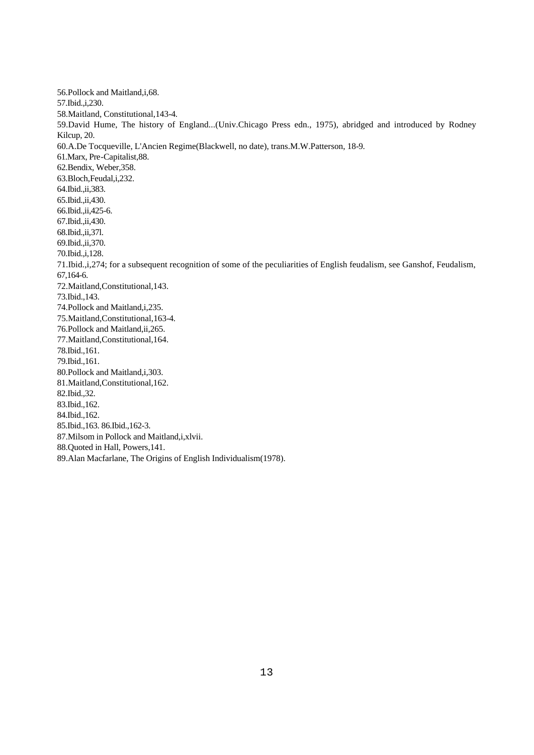56.Pollock and Maitland,i,68.

57.Ibid.,i,230.

58.Maitland, Constitutional,143-4.

59.David Hume, The history of England...(Univ.Chicago Press edn., 1975), abridged and introduced by Rodney Kilcup, 20.

60.A.De Tocqueville, L'Ancien Regime(Blackwell, no date), trans.M.W.Patterson, 18-9.

61.Marx, Pre-Capitalist,88.

62.Bendix, Weber,358.

63.Bloch,Feudal,i,232.

64.Ibid.,ii,383.

65.Ibid.,ii,430.

66.Ibid.,ii,425-6.

67.Ibid.,ii,430.

68.Ibid.,ii,37l.

69.Ibid.,ii,370.

70.Ibid.,i,128.

71.Ibid.,i,274; for a subsequent recognition of some of the peculiarities of English feudalism, see Ganshof, Feudalism, 67,164-6.

72.Maitland,Constitutional,143.

73.Ibid.,143.

74.Pollock and Maitland,i,235.

75.Maitland,Constitutional,163-4.

76.Pollock and Maitland,ii,265.

77.Maitland,Constitutional,164.

78.Ibid.,161.

79.Ibid.,161.

80.Pollock and Maitland,i,303.

81.Maitland,Constitutional,162.

82.Ibid.,32.

83.Ibid.,162.

84.Ibid.,162.

85.Ibid.,163. 86.Ibid.,162-3.

87.Milsom in Pollock and Maitland,i,xlvii.

88.Quoted in Hall, Powers,141.

89.Alan Macfarlane, The Origins of English Individualism(1978).